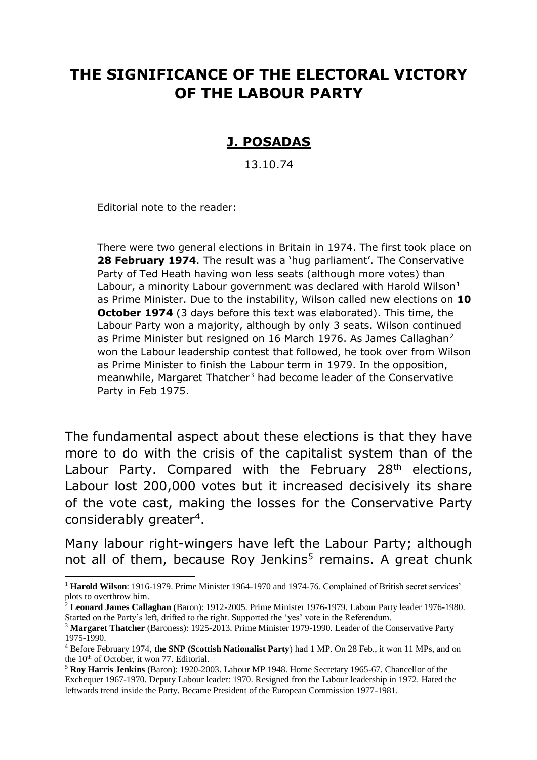# THE SIGNIFICANCE OF THE ELECTORAL VICTORY OF THE LABOUR PARTY

## J. POSADAS

13.10.74

Editorial note to the reader:

There were two general elections in Britain in 1974. The first took place on **28 February 1974**. The result was a 'hug parliament'. The Conservative Party of Ted Heath having won less seats (although more votes) than Labour, a minority Labour government was declared with Harold Wilson[1] as Prime Minister. Due to the instability, Wilson called new elections on **10 October 1974** (3 days before this text was elaborated). This time, the Labour Party won a majority, although by only 3 seats. Wilson continued as Prime Minister but resigned on 16 March 1976. As James Callaghan[2] won the Labour leadership contest that followed, he took over from Wilson as Prime Minister to finish the Labour term in 1979. In the opposition, meanwhile, Margaret Thatcher[3] had become leader of the Conservative Party in Feb 1975.

The fundamental aspect about these elections is that they have more to do with the crisis of the capitalist system than of the Labour Party. Compared with the February 28th elections, Labour lost 200,000 votes but it increased decisively its share of the vote cast, making the losses for the Conservative Party considerably greater[4].

Many labour right-wingers have left the Labour Party; although not all of them, because Roy Jenkins[5] remains. A great chunk

---

[1] **Harold Wilson**: 1916-1979. Prime Minister 1964-1970 and 1974-76. Complained of British secret services' plots to overthrow him.

[2] **Leonard James Callaghan** (Baron): 1912-2005. Prime Minister 1976-1979. Labour Party leader 1976-1980. Started on the Party's left, drifted to the right. Supported the 'yes' vote in the Referendum.

[3] **Margaret Thatcher** (Baroness): 1925-2013. Prime Minister 1979-1990. Leader of the Conservative Party 1975-1990.

[4] Before February 1974, **the SNP (Scottish Nationalist Party)** had 1 MP. On 28 Feb., it won 11 MPs, and on the 10th of October, it won 77. Editorial.

[5] **Roy Harris Jenkins** (Baron): 1920-2003. Labour MP 1948. Home Secretary 1965-67. Chancellor of the Exchequer 1967-1970. Deputy Labour leader: 1970. Resigned fron the Labour leadership in 1972. Hated the leftwards trend inside the Party. Became President of the European Commission 1977-1981.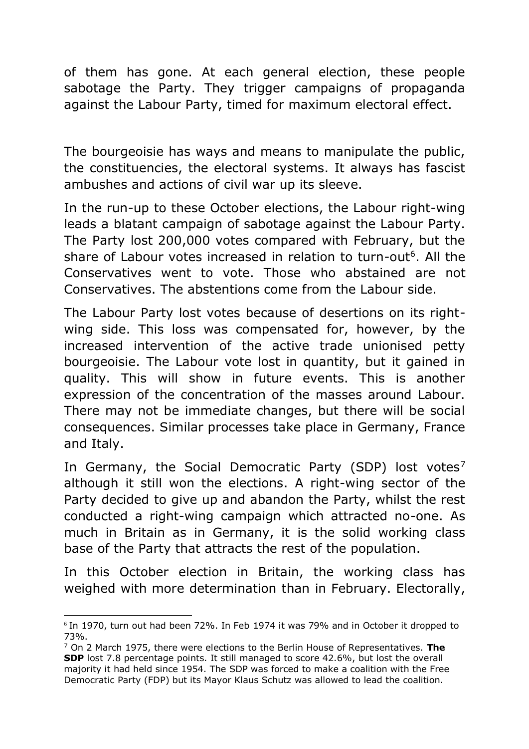of them has gone. At each general election, these people sabotage the Party. They trigger campaigns of propaganda against the Labour Party, timed for maximum electoral effect.

The bourgeoisie has ways and means to manipulate the public, the constituencies, the electoral systems. It always has fascist ambushes and actions of civil war up its sleeve.

In the run-up to these October elections, the Labour right-wing leads a blatant campaign of sabotage against the Labour Party. The Party lost 200,000 votes compared with February, but the share of Labour votes increased in relation to turn-out[6]. All the Conservatives went to vote. Those who abstained are not Conservatives. The abstentions come from the Labour side.

The Labour Party lost votes because of desertions on its right-wing side. This loss was compensated for, however, by the increased intervention of the active trade unionised petty bourgeoisie. The Labour vote lost in quantity, but it gained in quality. This will show in future events. This is another expression of the concentration of the masses around Labour. There may not be immediate changes, but there will be social consequences. Similar processes take place in Germany, France and Italy.

In Germany, the Social Democratic Party (SDP) lost votes[7] although it still won the elections. A right-wing sector of the Party decided to give up and abandon the Party, whilst the rest conducted a right-wing campaign which attracted no-one. As much in Britain as in Germany, it is the solid working class base of the Party that attracts the rest of the population.

In this October election in Britain, the working class has weighed with more determination than in February. Electorally,

---

[6] In 1970, turn out had been 72%. In Feb 1974 it was 79% and in October it dropped to 73%.

[7] On 2 March 1975, there were elections to the Berlin House of Representatives. **The SDP** lost 7.8 percentage points. It still managed to score 42.6%, but lost the overall majority it had held since 1954. The SDP was forced to make a coalition with the Free Democratic Party (FDP) but its Mayor Klaus Schutz was allowed to lead the coalition.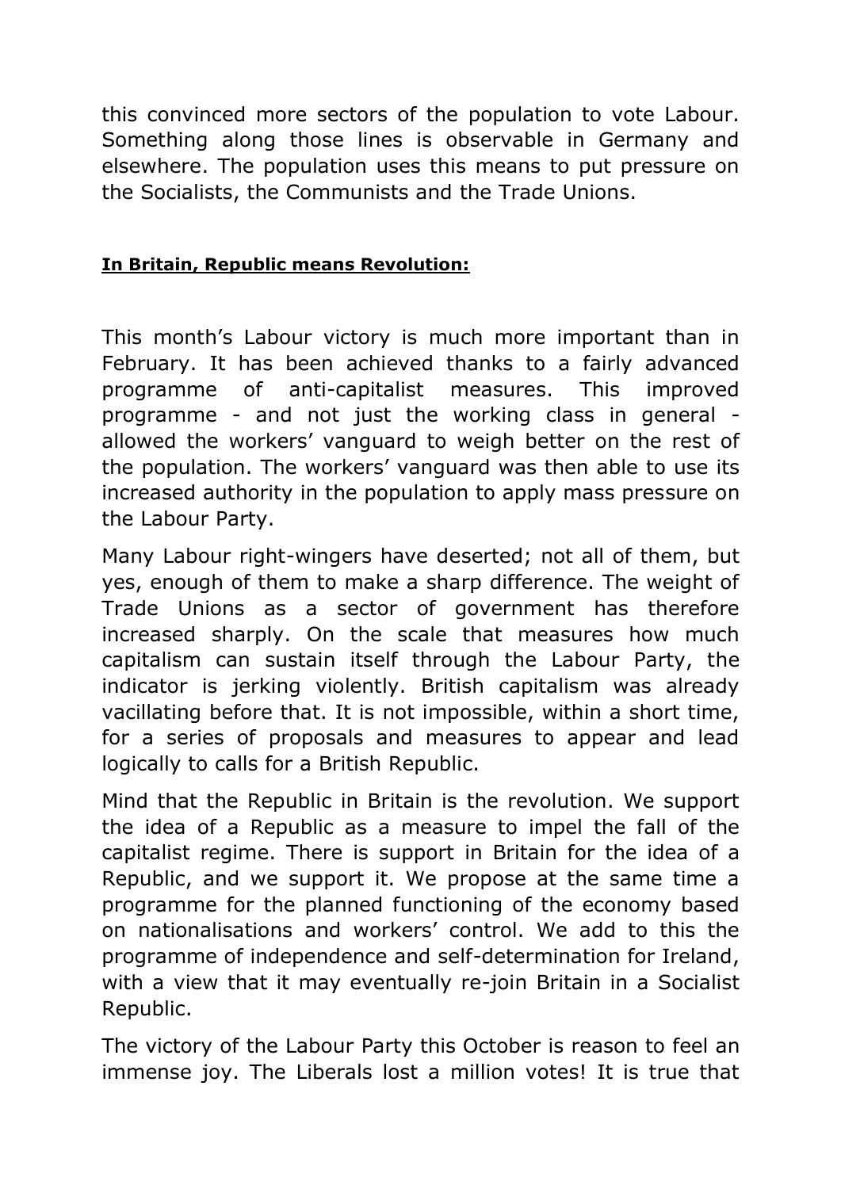this convinced more sectors of the population to vote Labour. Something along those lines is observable in Germany and elsewhere. The population uses this means to put pressure on the Socialists, the Communists and the Trade Unions.

**In Britain, Republic means Revolution:**

This month's Labour victory is much more important than in February. It has been achieved thanks to a fairly advanced programme of anti-capitalist measures. This improved programme - and not just the working class in general - allowed the workers' vanguard to weigh better on the rest of the population. The workers' vanguard was then able to use its increased authority in the population to apply mass pressure on the Labour Party.

Many Labour right-wingers have deserted; not all of them, but yes, enough of them to make a sharp difference. The weight of Trade Unions as a sector of government has therefore increased sharply. On the scale that measures how much capitalism can sustain itself through the Labour Party, the indicator is jerking violently. British capitalism was already vacillating before that. It is not impossible, within a short time, for a series of proposals and measures to appear and lead logically to calls for a British Republic.

Mind that the Republic in Britain is the revolution. We support the idea of a Republic as a measure to impel the fall of the capitalist regime. There is support in Britain for the idea of a Republic, and we support it. We propose at the same time a programme for the planned functioning of the economy based on nationalisations and workers' control. We add to this the programme of independence and self-determination for Ireland, with a view that it may eventually re-join Britain in a Socialist Republic.

The victory of the Labour Party this October is reason to feel an immense joy. The Liberals lost a million votes! It is true that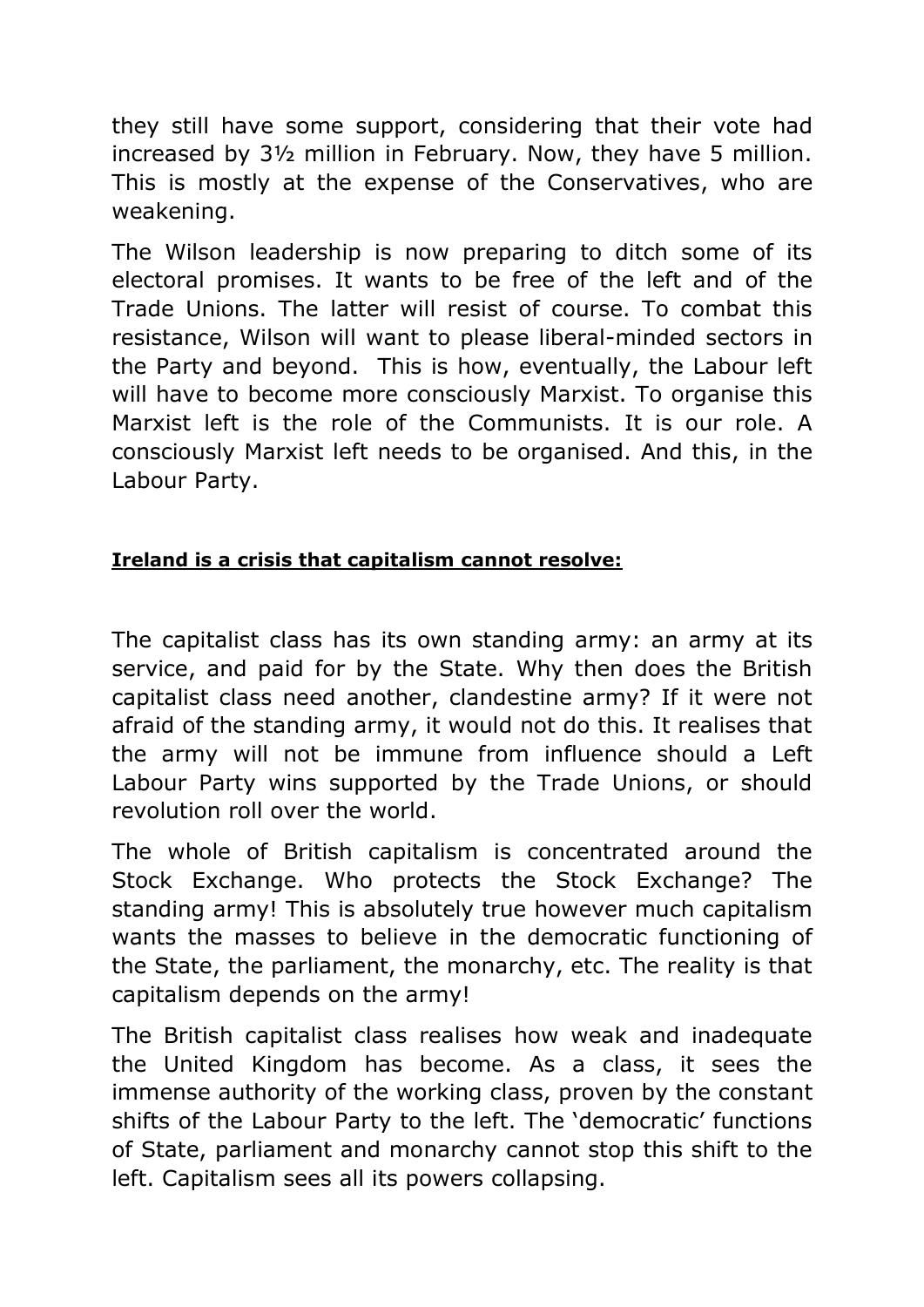they still have some support, considering that their vote had increased by 3½ million in February. Now, they have 5 million. This is mostly at the expense of the Conservatives, who are weakening.

The Wilson leadership is now preparing to ditch some of its electoral promises. It wants to be free of the left and of the Trade Unions. The latter will resist of course. To combat this resistance, Wilson will want to please liberal-minded sectors in the Party and beyond. This is how, eventually, the Labour left will have to become more consciously Marxist. To organise this Marxist left is the role of the Communists. It is our role. A consciously Marxist left needs to be organised. And this, in the Labour Party.

**Ireland is a crisis that capitalism cannot resolve:**

The capitalist class has its own standing army: an army at its service, and paid for by the State. Why then does the British capitalist class need another, clandestine army? If it were not afraid of the standing army, it would not do this. It realises that the army will not be immune from influence should a Left Labour Party wins supported by the Trade Unions, or should revolution roll over the world.

The whole of British capitalism is concentrated around the Stock Exchange. Who protects the Stock Exchange? The standing army! This is absolutely true however much capitalism wants the masses to believe in the democratic functioning of the State, the parliament, the monarchy, etc. The reality is that capitalism depends on the army!

The British capitalist class realises how weak and inadequate the United Kingdom has become. As a class, it sees the immense authority of the working class, proven by the constant shifts of the Labour Party to the left. The 'democratic' functions of State, parliament and monarchy cannot stop this shift to the left. Capitalism sees all its powers collapsing.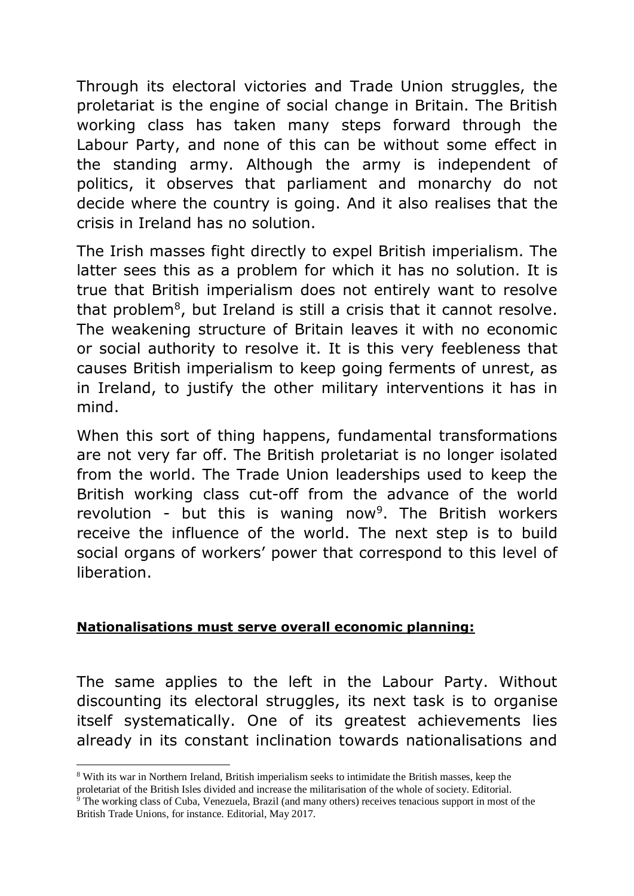Through its electoral victories and Trade Union struggles, the proletariat is the engine of social change in Britain. The British working class has taken many steps forward through the Labour Party, and none of this can be without some effect in the standing army. Although the army is independent of politics, it observes that parliament and monarchy do not decide where the country is going. And it also realises that the crisis in Ireland has no solution.

The Irish masses fight directly to expel British imperialism. The latter sees this as a problem for which it has no solution. It is true that British imperialism does not entirely want to resolve that problem[8], but Ireland is still a crisis that it cannot resolve. The weakening structure of Britain leaves it with no economic or social authority to resolve it. It is this very feebleness that causes British imperialism to keep going ferments of unrest, as in Ireland, to justify the other military interventions it has in mind.

When this sort of thing happens, fundamental transformations are not very far off. The British proletariat is no longer isolated from the world. The Trade Union leaderships used to keep the British working class cut-off from the advance of the world revolution - but this is waning now[9]. The British workers receive the influence of the world. The next step is to build social organs of workers' power that correspond to this level of liberation.

**Nationalisations must serve overall economic planning:**

The same applies to the left in the Labour Party. Without discounting its electoral struggles, its next task is to organise itself systematically. One of its greatest achievements lies already in its constant inclination towards nationalisations and

---

[8] With its war in Northern Ireland, British imperialism seeks to intimidate the British masses, keep the proletariat of the British Isles divided and increase the militarisation of the whole of society. Editorial.

[9] The working class of Cuba, Venezuela, Brazil (and many others) receives tenacious support in most of the British Trade Unions, for instance. Editorial, May 2017.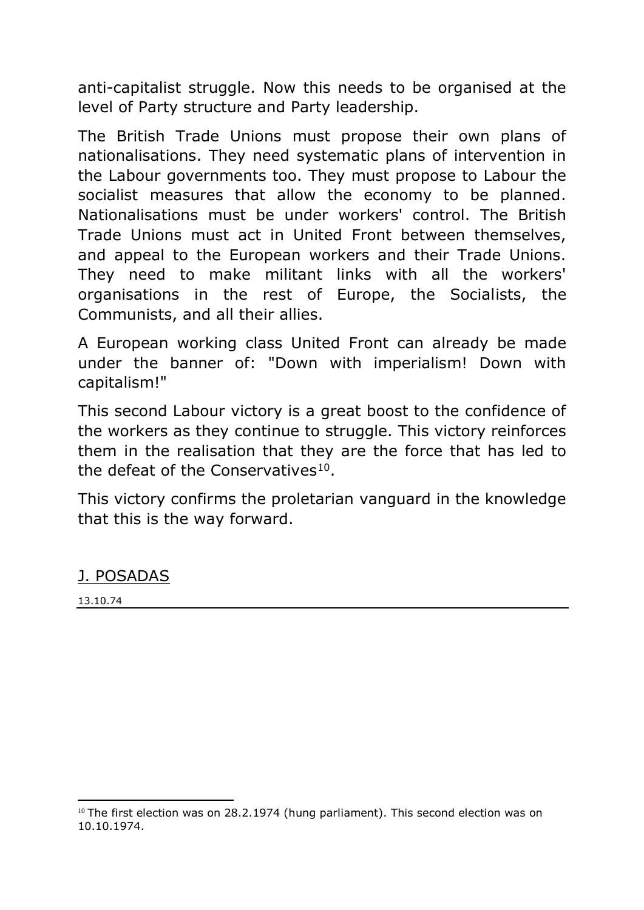anti-capitalist struggle. Now this needs to be organised at the level of Party structure and Party leadership.

The British Trade Unions must propose their own plans of nationalisations. They need systematic plans of intervention in the Labour governments too. They must propose to Labour the socialist measures that allow the economy to be planned. Nationalisations must be under workers' control. The British Trade Unions must act in United Front between themselves, and appeal to the European workers and their Trade Unions. They need to make militant links with all the workers' organisations in the rest of Europe, the Socialists, the Communists, and all their allies.

A European working class United Front can already be made under the banner of: "Down with imperialism! Down with capitalism!"

This second Labour victory is a great boost to the confidence of the workers as they continue to struggle. This victory reinforces them in the realisation that they are the force that has led to the defeat of the Conservatives[10].

This victory confirms the proletarian vanguard in the knowledge that this is the way forward.

J. POSADAS

13.10.74

---

[10] The first election was on 28.2.1974 (hung parliament). This second election was on 10.10.1974.